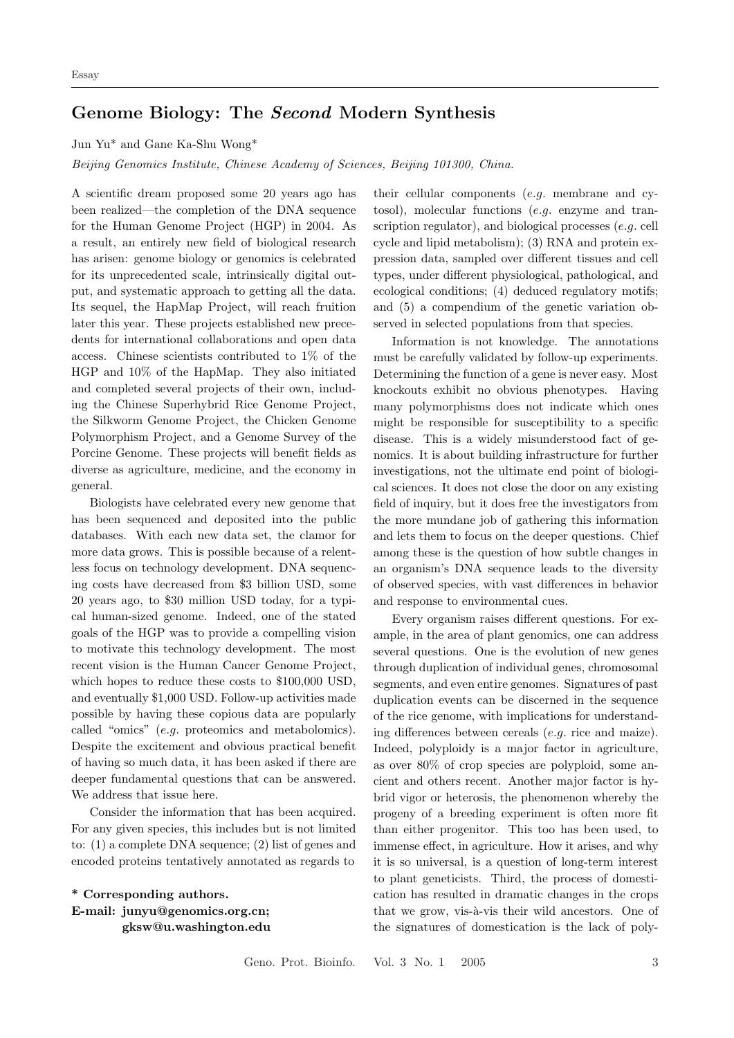Essay

# Genome Biology: The *Second* Modern Synthesis

Jun Yu* and Gane Ka-Shu Wong*

*Beijing Genomics Institute, Chinese Academy of Sciences, Beijing 101300, China.*

A scientific dream proposed some 20 years ago has been realized—the completion of the DNA sequence for the Human Genome Project (HGP) in 2004. As a result, an entirely new field of biological research has arisen: genome biology or genomics is celebrated for its unprecedented scale, intrinsically digital output, and systematic approach to getting all the data. Its sequel, the HapMap Project, will reach fruition later this year. These projects established new precedents for international collaborations and open data access. Chinese scientists contributed to 1% of the HGP and 10% of the HapMap. They also initiated and completed several projects of their own, including the Chinese Superhybrid Rice Genome Project, the Silkworm Genome Project, the Chicken Genome Polymorphism Project, and a Genome Survey of the Porcine Genome. These projects will benefit fields as diverse as agriculture, medicine, and the economy in general.

Biologists have celebrated every new genome that has been sequenced and deposited into the public databases. With each new data set, the clamor for more data grows. This is possible because of a relentless focus on technology development. DNA sequencing costs have decreased from $3 billion USD, some 20 years ago, to $30 million USD today, for a typical human-sized genome. Indeed, one of the stated goals of the HGP was to provide a compelling vision to motivate this technology development. The most recent vision is the Human Cancer Genome Project, which hopes to reduce these costs to $100,000 USD, and eventually $1,000 USD. Follow-up activities made possible by having these copious data are popularly called "omics" (*e.g.* proteomics and metabolomics). Despite the excitement and obvious practical benefit of having so much data, it has been asked if there are deeper fundamental questions that can be answered. We address that issue here.

Consider the information that has been acquired. For any given species, this includes but is not limited to: (1) a complete DNA sequence; (2) list of genes and encoded proteins tentatively annotated as regards to their cellular components (*e.g.* membrane and cytosol), molecular functions (*e.g.* enzyme and transcription regulator), and biological processes (*e.g.* cell cycle and lipid metabolism); (3) RNA and protein expression data, sampled over different tissues and cell types, under different physiological, pathological, and ecological conditions; (4) deduced regulatory motifs; and (5) a compendium of the genetic variation observed in selected populations from that species.

Information is not knowledge. The annotations must be carefully validated by follow-up experiments. Determining the function of a gene is never easy. Most knockouts exhibit no obvious phenotypes. Having many polymorphisms does not indicate which ones might be responsible for susceptibility to a specific disease. This is a widely misunderstood fact of genomics. It is about building infrastructure for further investigations, not the ultimate end point of biological sciences. It does not close the door on any existing field of inquiry, but it does free the investigators from the more mundane job of gathering this information and lets them to focus on the deeper questions. Chief among these is the question of how subtle changes in an organism's DNA sequence leads to the diversity of observed species, with vast differences in behavior and response to environmental cues.

Every organism raises different questions. For example, in the area of plant genomics, one can address several questions. One is the evolution of new genes through duplication of individual genes, chromosomal segments, and even entire genomes. Signatures of past duplication events can be discerned in the sequence of the rice genome, with implications for understanding differences between cereals (*e.g.* rice and maize). Indeed, polyploidy is a major factor in agriculture, as over 80% of crop species are polyploid, some ancient and others recent. Another major factor is hybrid vigor or heterosis, the phenomenon whereby the progeny of a breeding experiment is often more fit than either progenitor. This too has been used, to immense effect, in agriculture. How it arises, and why it is so universal, is a question of long-term interest to plant geneticists. Third, the process of domestication has resulted in dramatic changes in the crops that we grow, vis-à-vis their wild ancestors. One of the signatures of domestication is the lack of poly-

**\* Corresponding authors.**
**E-mail: junyu@genomics.org.cn; gksw@u.washington.edu**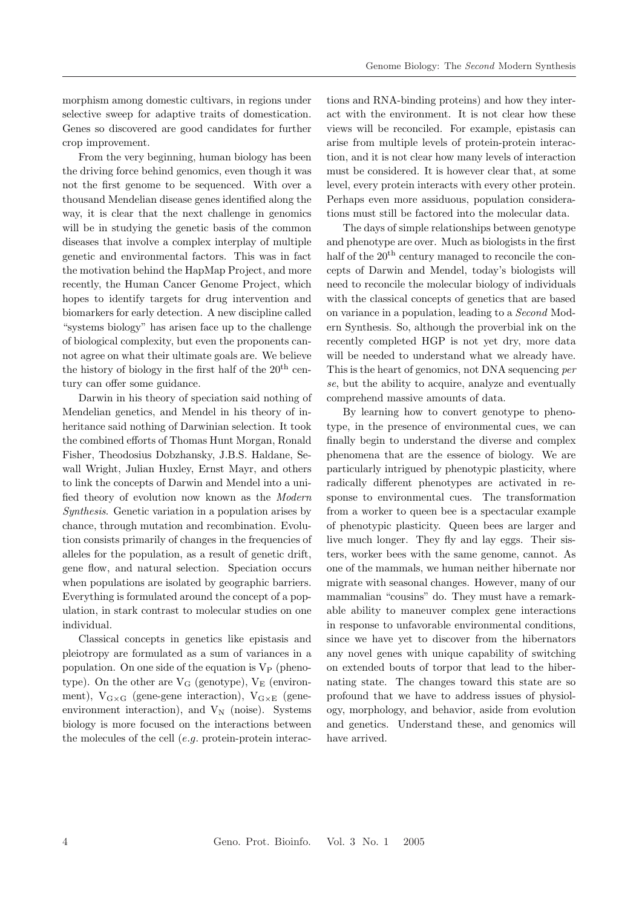morphism among domestic cultivars, in regions under selective sweep for adaptive traits of domestication. Genes so discovered are good candidates for further crop improvement.

From the very beginning, human biology has been the driving force behind genomics, even though it was not the first genome to be sequenced. With over a thousand Mendelian disease genes identified along the way, it is clear that the next challenge in genomics will be in studying the genetic basis of the common diseases that involve a complex interplay of multiple genetic and environmental factors. This was in fact the motivation behind the HapMap Project, and more recently, the Human Cancer Genome Project, which hopes to identify targets for drug intervention and biomarkers for early detection. A new discipline called "systems biology" has arisen face up to the challenge of biological complexity, but even the proponents cannot agree on what their ultimate goals are. We believe the history of biology in the first half of the 20th century can offer some guidance.

Darwin in his theory of speciation said nothing of Mendelian genetics, and Mendel in his theory of inheritance said nothing of Darwinian selection. It took the combined efforts of Thomas Hunt Morgan, Ronald Fisher, Theodosius Dobzhansky, J.B.S. Haldane, Sewall Wright, Julian Huxley, Ernst Mayr, and others to link the concepts of Darwin and Mendel into a unified theory of evolution now known as the *Modern Synthesis*. Genetic variation in a population arises by chance, through mutation and recombination. Evolution consists primarily of changes in the frequencies of alleles for the population, as a result of genetic drift, gene flow, and natural selection. Speciation occurs when populations are isolated by geographic barriers. Everything is formulated around the concept of a population, in stark contrast to molecular studies on one individual.

Classical concepts in genetics like epistasis and pleiotropy are formulated as a sum of variances in a population. On one side of the equation is $V_P$ (phenotype). On the other are $V_G$ (genotype), $V_E$ (environment), $V_{G \times G}$ (gene-gene interaction), $V_{G \times E}$ (gene-environment interaction), and $V_N$ (noise). Systems biology is more focused on the interactions between the molecules of the cell (*e.g.* protein-protein interactions and RNA-binding proteins) and how they interact with the environment. It is not clear how these views will be reconciled. For example, epistasis can arise from multiple levels of protein-protein interaction, and it is not clear how many levels of interaction must be considered. It is however clear that, at some level, every protein interacts with every other protein. Perhaps even more assiduous, population considerations must still be factored into the molecular data.

The days of simple relationships between genotype and phenotype are over. Much as biologists in the first half of the 20th century managed to reconcile the concepts of Darwin and Mendel, today's biologists will need to reconcile the molecular biology of individuals with the classical concepts of genetics that are based on variance in a population, leading to a *Second* Modern Synthesis. So, although the proverbial ink on the recently completed HGP is not yet dry, more data will be needed to understand what we already have. This is the heart of genomics, not DNA sequencing *per se*, but the ability to acquire, analyze and eventually comprehend massive amounts of data.

By learning how to convert genotype to phenotype, in the presence of environmental cues, we can finally begin to understand the diverse and complex phenomena that are the essence of biology. We are particularly intrigued by phenotypic plasticity, where radically different phenotypes are activated in response to environmental cues. The transformation from a worker to queen bee is a spectacular example of phenotypic plasticity. Queen bees are larger and live much longer. They fly and lay eggs. Their sisters, worker bees with the same genome, cannot. As one of the mammals, we human neither hibernate nor migrate with seasonal changes. However, many of our mammalian "cousins" do. They must have a remarkable ability to maneuver complex gene interactions in response to unfavorable environmental conditions, since we have yet to discover from the hibernators any novel genes with unique capability of switching on extended bouts of torpor that lead to the hibernating state. The changes toward this state are so profound that we have to address issues of physiology, morphology, and behavior, aside from evolution and genetics. Understand these, and genomics will have arrived.